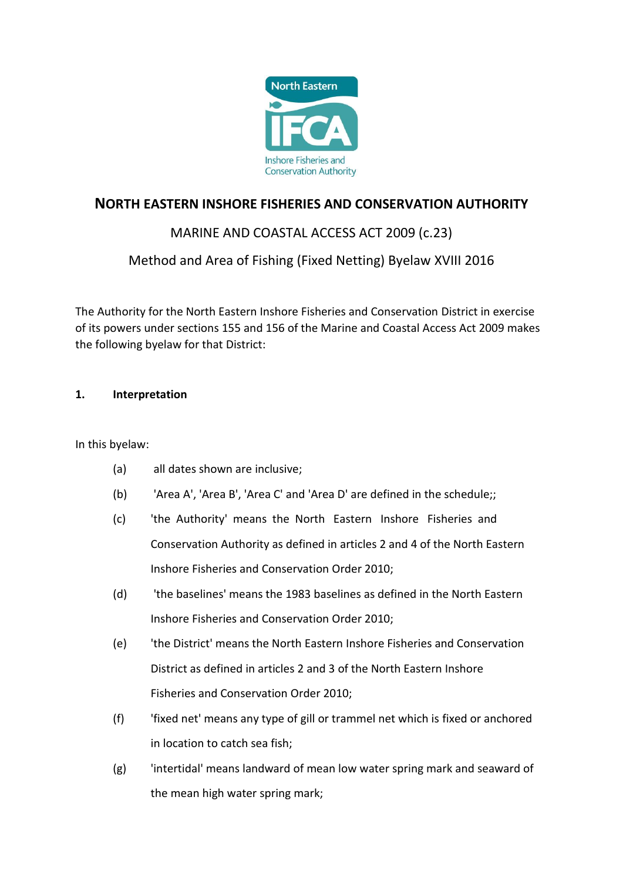# NORTH EASTERN INSHORE FISHERIES AND CONSERVATION AUTHORITY

## MARINE AND COASTAL ACCESS ACT 2009 (c.23)

## Method and Area of Fishing (Fixed Netting) Byelaw XVIII 2016

The Authority for the North Eastern Inshore Fisheries and Conservation District in exercise of its powers under sections 155 and 156 of the Marine and Coastal Access Act 2009 makes the following byelaw for that District:

### 1. Interpretation

In this byelaw:

(a) all dates shown are inclusive;

(b) 'Area A', 'Area B', 'Area C' and 'Area D' are defined in the schedule;;

(c) 'the Authority' means the North Eastern Inshore Fisheries and Conservation Authority as defined in articles 2 and 4 of the North Eastern Inshore Fisheries and Conservation Order 2010;

(d) 'the baselines' means the 1983 baselines as defined in the North Eastern Inshore Fisheries and Conservation Order 2010;

(e) 'the District' means the North Eastern Inshore Fisheries and Conservation District as defined in articles 2 and 3 of the North Eastern Inshore Fisheries and Conservation Order 2010;

(f) 'fixed net' means any type of gill or trammel net which is fixed or anchored in location to catch sea fish;

(g) 'intertidal' means landward of mean low water spring mark and seaward of the mean high water spring mark;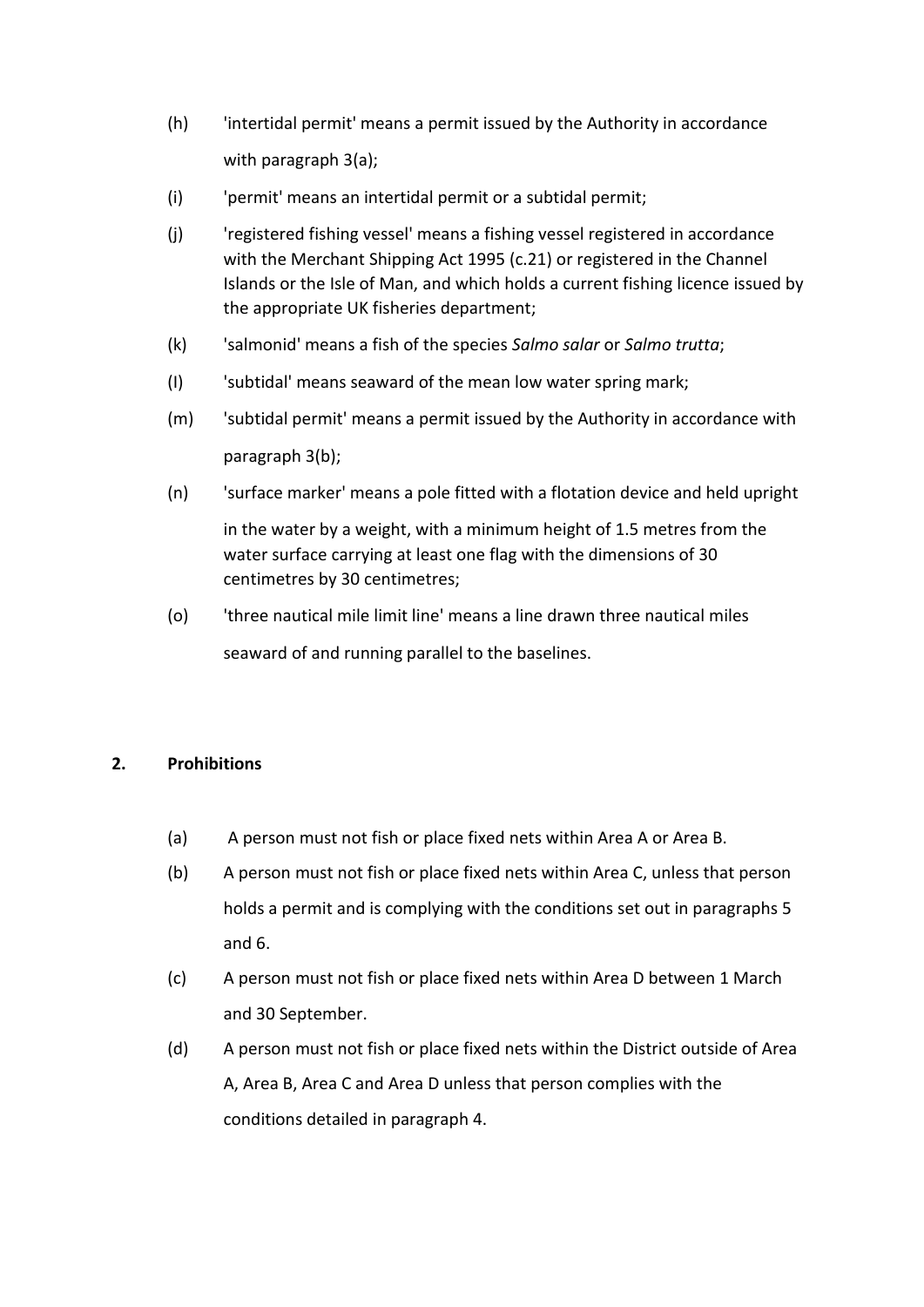(h) 'intertidal permit' means a permit issued by the Authority in accordance with paragraph 3(a);

(i) 'permit' means an intertidal permit or a subtidal permit;

(j) 'registered fishing vessel' means a fishing vessel registered in accordance with the Merchant Shipping Act 1995 (c.21) or registered in the Channel Islands or the Isle of Man, and which holds a current fishing licence issued by the appropriate UK fisheries department;

(k) 'salmonid' means a fish of the species *Salmo salar* or *Salmo trutta*;

(l) 'subtidal' means seaward of the mean low water spring mark;

(m) 'subtidal permit' means a permit issued by the Authority in accordance with paragraph 3(b);

(n) 'surface marker' means a pole fitted with a flotation device and held upright in the water by a weight, with a minimum height of 1.5 metres from the water surface carrying at least one flag with the dimensions of 30 centimetres by 30 centimetres;

(o) 'three nautical mile limit line' means a line drawn three nautical miles seaward of and running parallel to the baselines.

## 2. Prohibitions

(a) A person must not fish or place fixed nets within Area A or Area B.

(b) A person must not fish or place fixed nets within Area C, unless that person holds a permit and is complying with the conditions set out in paragraphs 5 and 6.

(c) A person must not fish or place fixed nets within Area D between 1 March and 30 September.

(d) A person must not fish or place fixed nets within the District outside of Area A, Area B, Area C and Area D unless that person complies with the conditions detailed in paragraph 4.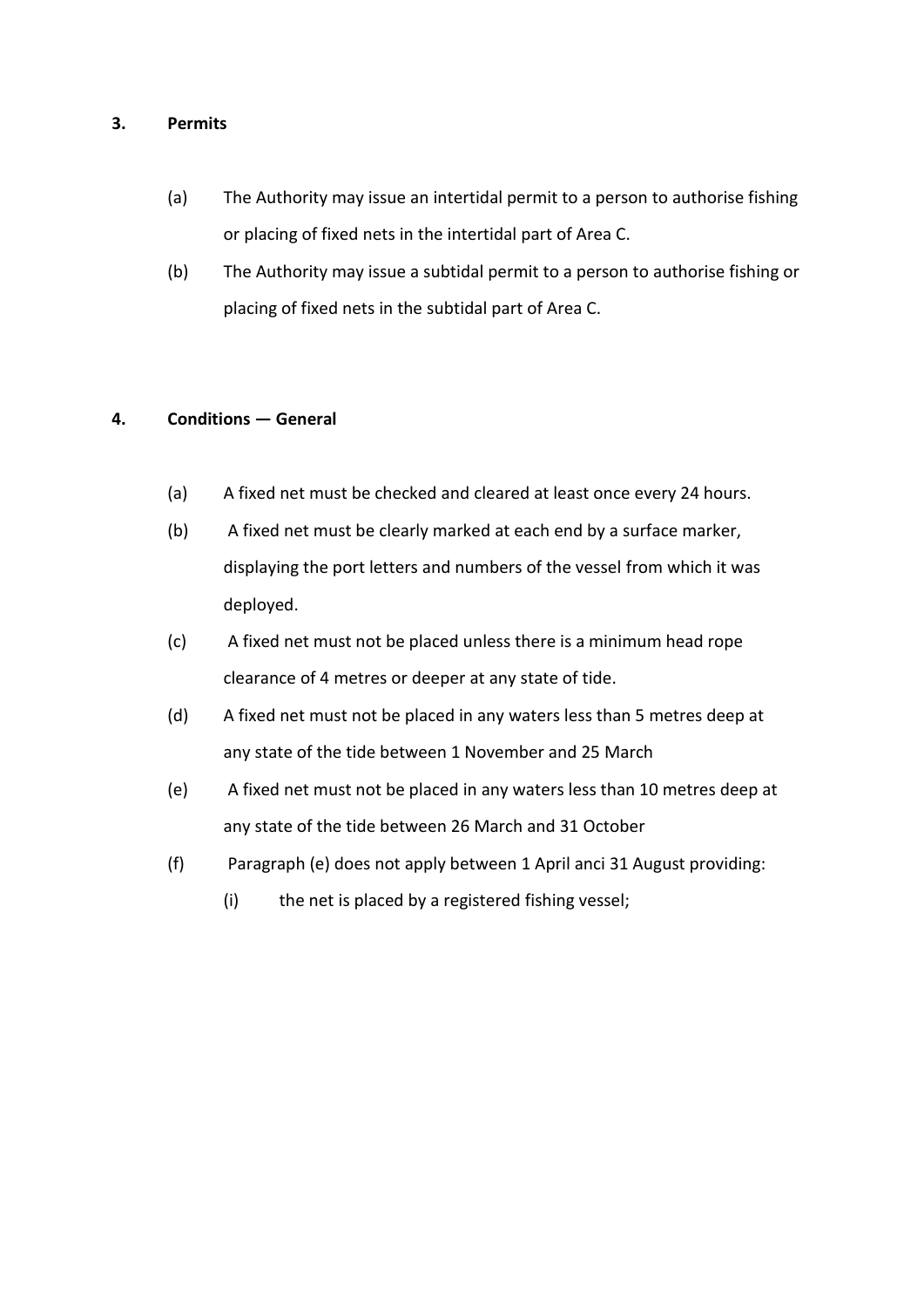## 3. Permits

(a) The Authority may issue an intertidal permit to a person to authorise fishing or placing of fixed nets in the intertidal part of Area C.

(b) The Authority may issue a subtidal permit to a person to authorise fishing or placing of fixed nets in the subtidal part of Area C.

## 4. Conditions — General

(a) A fixed net must be checked and cleared at least once every 24 hours.

(b) A fixed net must be clearly marked at each end by a surface marker, displaying the port letters and numbers of the vessel from which it was deployed.

(c) A fixed net must not be placed unless there is a minimum head rope clearance of 4 metres or deeper at any state of tide.

(d) A fixed net must not be placed in any waters less than 5 metres deep at any state of the tide between 1 November and 25 March

(e) A fixed net must not be placed in any waters less than 10 metres deep at any state of the tide between 26 March and 31 October

(f) Paragraph (e) does not apply between 1 April anci 31 August providing:

  (i) the net is placed by a registered fishing vessel;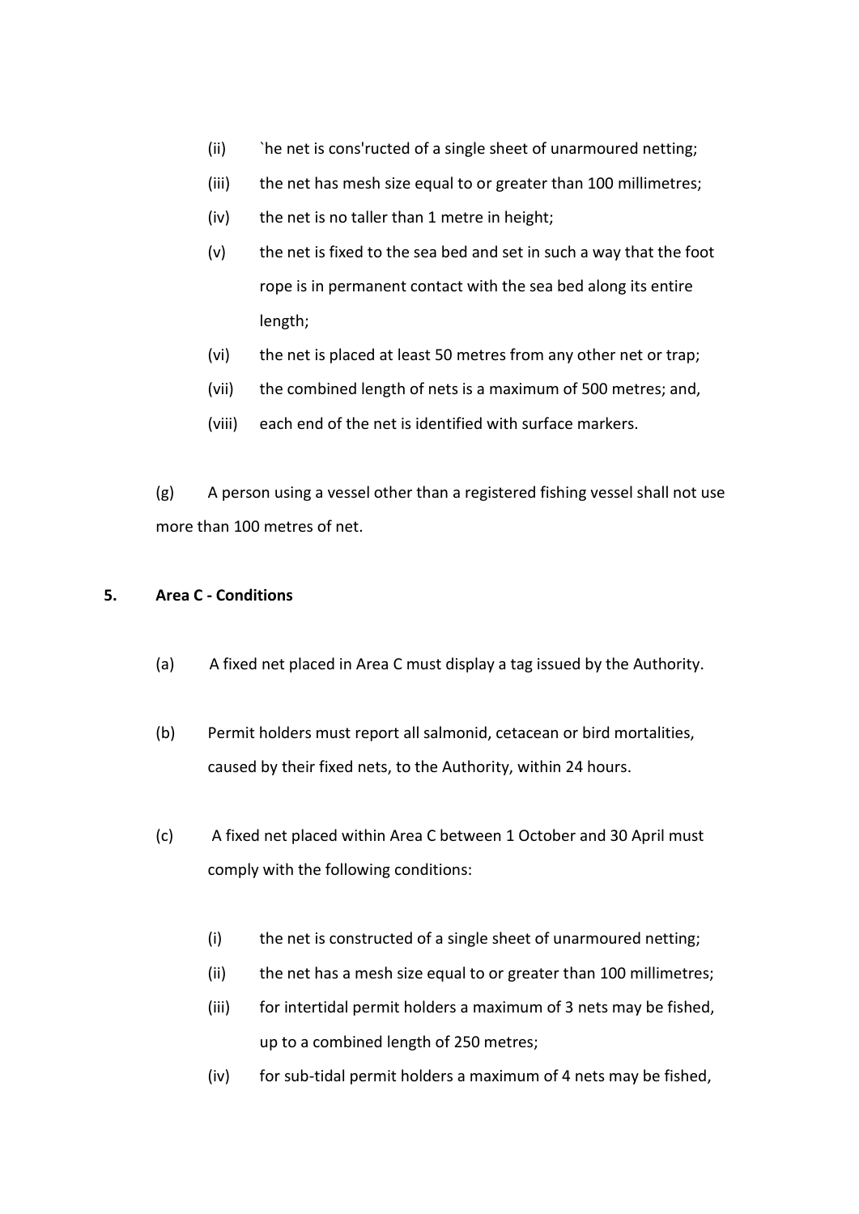(ii) `he net is cons'ructed of a single sheet of unarmoured netting;

(iii) the net has mesh size equal to or greater than 100 millimetres;

(iv) the net is no taller than 1 metre in height;

(v) the net is fixed to the sea bed and set in such a way that the foot rope is in permanent contact with the sea bed along its entire length;

(vi) the net is placed at least 50 metres from any other net or trap;

(vii) the combined length of nets is a maximum of 500 metres; and,

(viii) each end of the net is identified with surface markers.

(g) A person using a vessel other than a registered fishing vessel shall not use more than 100 metres of net.

## 5. Area C - Conditions

(a) A fixed net placed in Area C must display a tag issued by the Authority.

(b) Permit holders must report all salmonid, cetacean or bird mortalities, caused by their fixed nets, to the Authority, within 24 hours.

(c) A fixed net placed within Area C between 1 October and 30 April must comply with the following conditions:

(i) the net is constructed of a single sheet of unarmoured netting;

(ii) the net has a mesh size equal to or greater than 100 millimetres;

(iii) for intertidal permit holders a maximum of 3 nets may be fished, up to a combined length of 250 metres;

(iv) for sub-tidal permit holders a maximum of 4 nets may be fished,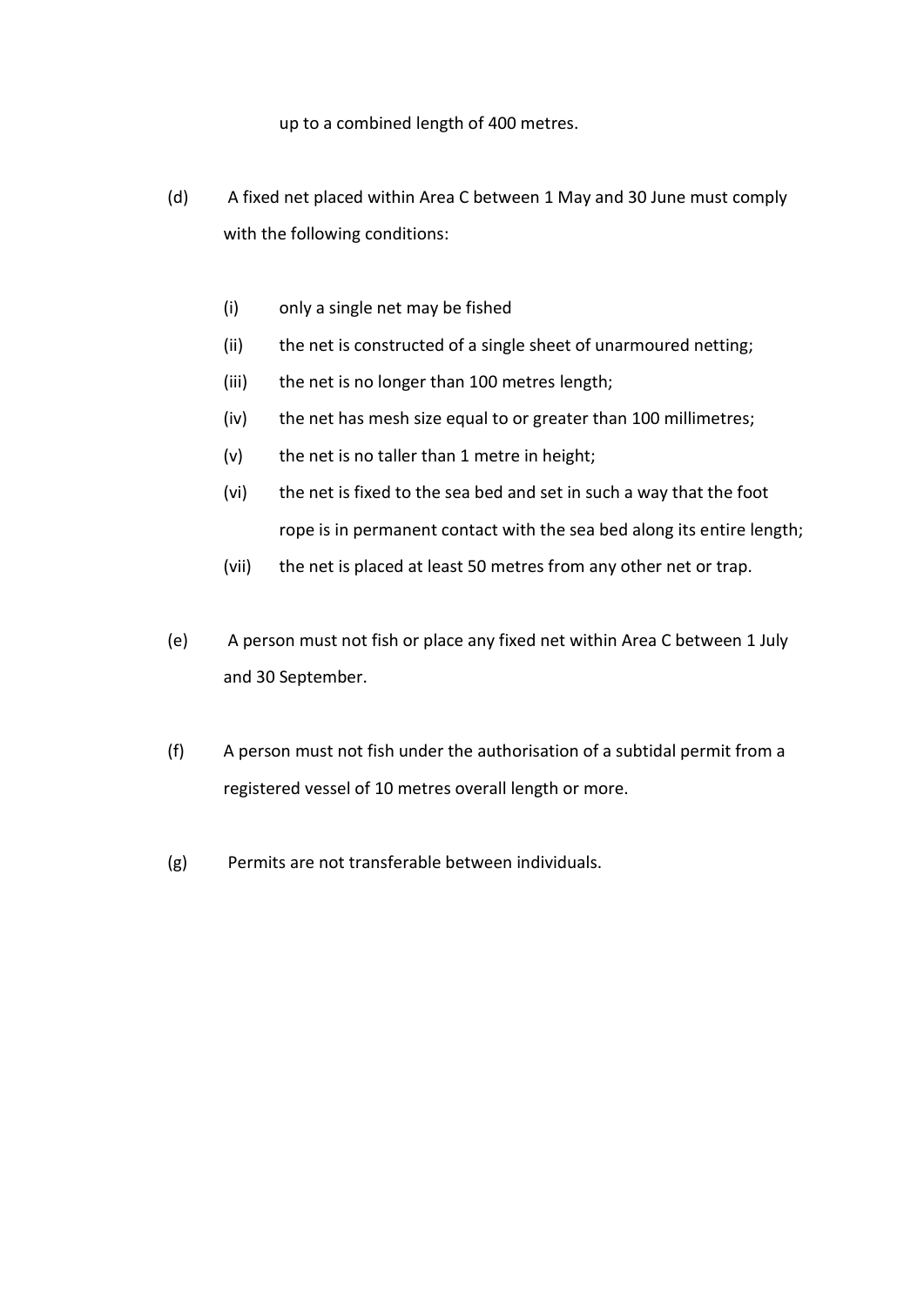up to a combined length of 400 metres.

(d) A fixed net placed within Area C between 1 May and 30 June must comply with the following conditions:

(i) only a single net may be fished

(ii) the net is constructed of a single sheet of unarmoured netting;

(iii) the net is no longer than 100 metres length;

(iv) the net has mesh size equal to or greater than 100 millimetres;

(v) the net is no taller than 1 metre in height;

(vi) the net is fixed to the sea bed and set in such a way that the foot rope is in permanent contact with the sea bed along its entire length;

(vii) the net is placed at least 50 metres from any other net or trap.

(e) A person must not fish or place any fixed net within Area C between 1 July and 30 September.

(f) A person must not fish under the authorisation of a subtidal permit from a registered vessel of 10 metres overall length or more.

(g) Permits are not transferable between individuals.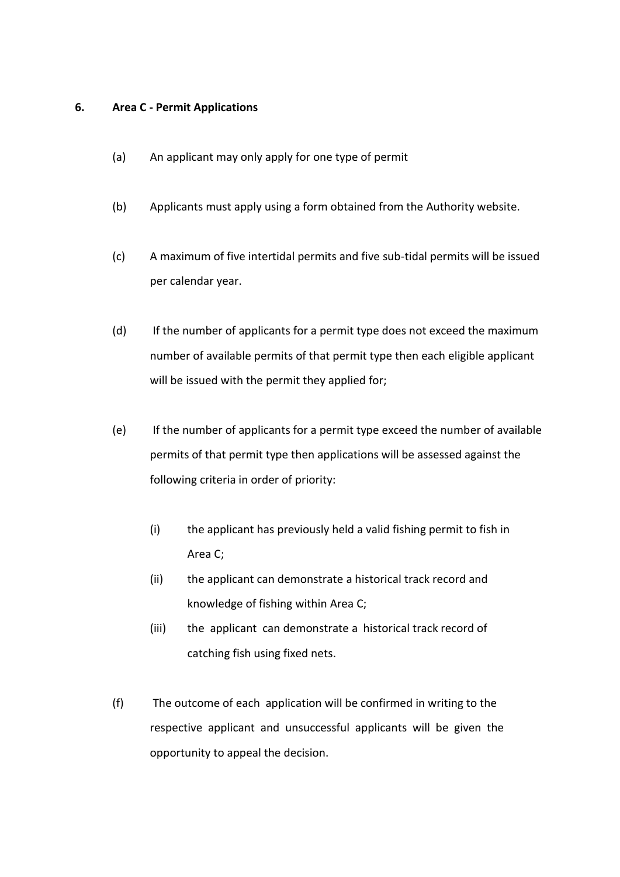## 6. Area C - Permit Applications

(a) An applicant may only apply for one type of permit

(b) Applicants must apply using a form obtained from the Authority website.

(c) A maximum of five intertidal permits and five sub-tidal permits will be issued per calendar year.

(d) If the number of applicants for a permit type does not exceed the maximum number of available permits of that permit type then each eligible applicant will be issued with the permit they applied for;

(e) If the number of applicants for a permit type exceed the number of available permits of that permit type then applications will be assessed against the following criteria in order of priority:

> (i) the applicant has previously held a valid fishing permit to fish in Area C;
>
> (ii) the applicant can demonstrate a historical track record and knowledge of fishing within Area C;
>
> (iii) the applicant can demonstrate a historical track record of catching fish using fixed nets.

(f) The outcome of each application will be confirmed in writing to the respective applicant and unsuccessful applicants will be given the opportunity to appeal the decision.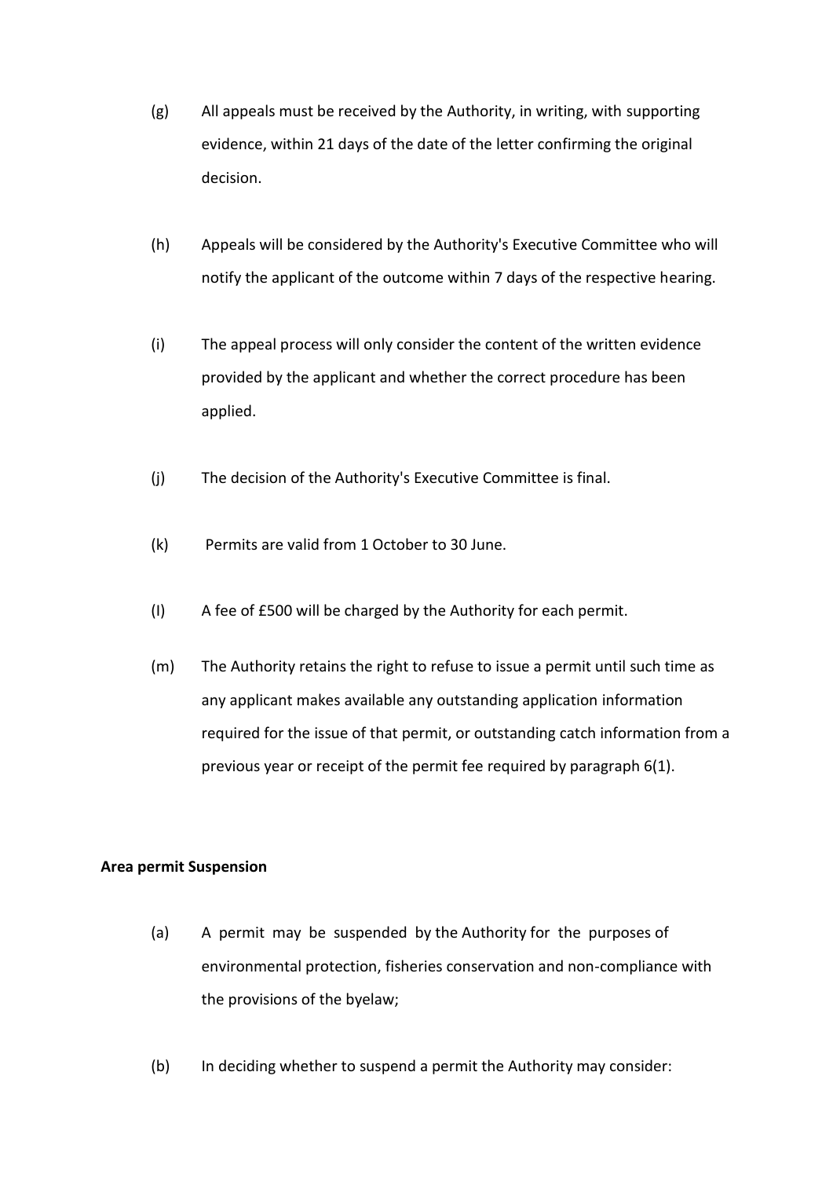(g) All appeals must be received by the Authority, in writing, with supporting evidence, within 21 days of the date of the letter confirming the original decision.

(h) Appeals will be considered by the Authority's Executive Committee who will notify the applicant of the outcome within 7 days of the respective hearing.

(i) The appeal process will only consider the content of the written evidence provided by the applicant and whether the correct procedure has been applied.

(j) The decision of the Authority's Executive Committee is final.

(k) Permits are valid from 1 October to 30 June.

(l) A fee of £500 will be charged by the Authority for each permit.

(m) The Authority retains the right to refuse to issue a permit until such time as any applicant makes available any outstanding application information required for the issue of that permit, or outstanding catch information from a previous year or receipt of the permit fee required by paragraph 6(1).

**Area permit Suspension**

(a) A permit may be suspended by the Authority for the purposes of environmental protection, fisheries conservation and non-compliance with the provisions of the byelaw;

(b) In deciding whether to suspend a permit the Authority may consider: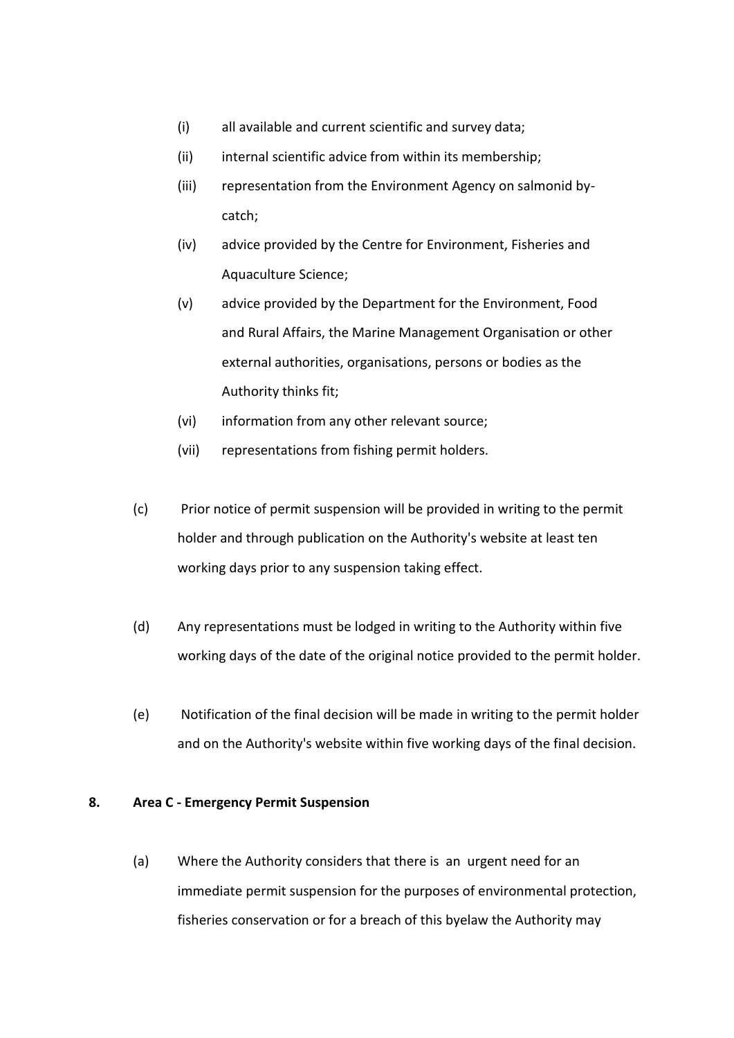(i) all available and current scientific and survey data;

(ii) internal scientific advice from within its membership;

(iii) representation from the Environment Agency on salmonid by-catch;

(iv) advice provided by the Centre for Environment, Fisheries and Aquaculture Science;

(v) advice provided by the Department for the Environment, Food and Rural Affairs, the Marine Management Organisation or other external authorities, organisations, persons or bodies as the Authority thinks fit;

(vi) information from any other relevant source;

(vii) representations from fishing permit holders.

(c) Prior notice of permit suspension will be provided in writing to the permit holder and through publication on the Authority's website at least ten working days prior to any suspension taking effect.

(d) Any representations must be lodged in writing to the Authority within five working days of the date of the original notice provided to the permit holder.

(e) Notification of the final decision will be made in writing to the permit holder and on the Authority's website within five working days of the final decision.

**8. Area C - Emergency Permit Suspension**

(a) Where the Authority considers that there is an urgent need for an immediate permit suspension for the purposes of environmental protection, fisheries conservation or for a breach of this byelaw the Authority may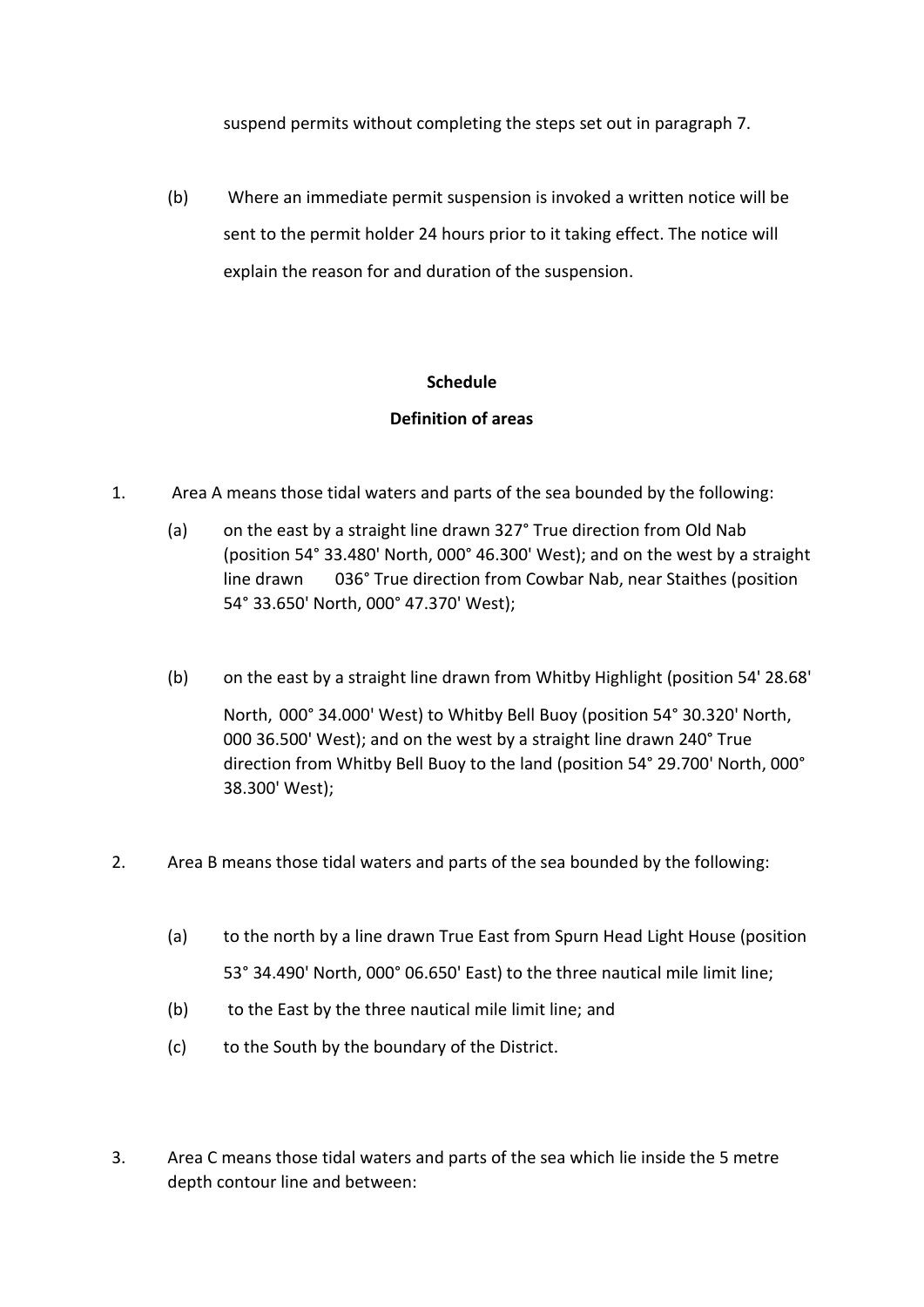suspend permits without completing the steps set out in paragraph 7.

(b) Where an immediate permit suspension is invoked a written notice will be sent to the permit holder 24 hours prior to it taking effect. The notice will explain the reason for and duration of the suspension.

**Schedule**

**Definition of areas**

1. Area A means those tidal waters and parts of the sea bounded by the following:

   (a) on the east by a straight line drawn 327° True direction from Old Nab (position 54° 33.480' North, 000° 46.300' West); and on the west by a straight line drawn 036° True direction from Cowbar Nab, near Staithes (position 54° 33.650' North, 000° 47.370' West);

   (b) on the east by a straight line drawn from Whitby Highlight (position 54' 28.68' North, 000° 34.000' West) to Whitby Bell Buoy (position 54° 30.320' North, 000 36.500' West); and on the west by a straight line drawn 240° True direction from Whitby Bell Buoy to the land (position 54° 29.700' North, 000° 38.300' West);

2. Area B means those tidal waters and parts of the sea bounded by the following:

   (a) to the north by a line drawn True East from Spurn Head Light House (position 53° 34.490' North, 000° 06.650' East) to the three nautical mile limit line;

   (b) to the East by the three nautical mile limit line; and

   (c) to the South by the boundary of the District.

3. Area C means those tidal waters and parts of the sea which lie inside the 5 metre depth contour line and between: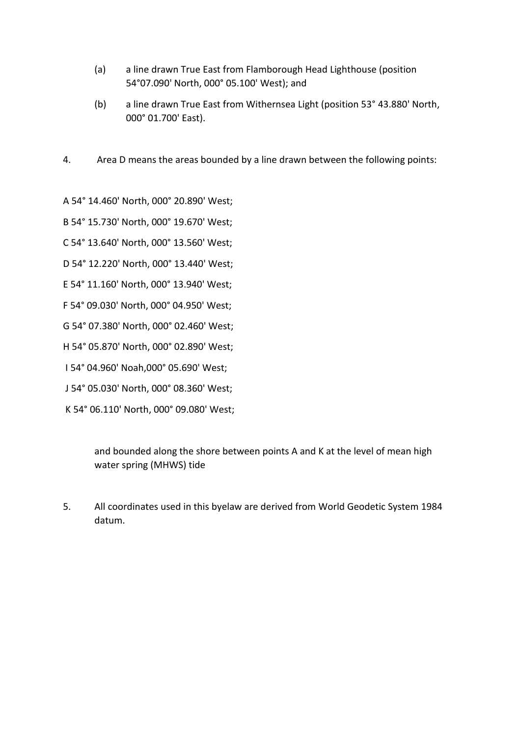(a) a line drawn True East from Flamborough Head Lighthouse (position 54°07.090' North, 000° 05.100' West); and

(b) a line drawn True East from Withernsea Light (position 53° 43.880' North, 000° 01.700' East).

4. Area D means the areas bounded by a line drawn between the following points:

A 54° 14.460' North, 000° 20.890' West;

B 54° 15.730' North, 000° 19.670' West;

C 54° 13.640' North, 000° 13.560' West;

D 54° 12.220' North, 000° 13.440' West;

E 54° 11.160' North, 000° 13.940' West;

F 54° 09.030' North, 000° 04.950' West;

G 54° 07.380' North, 000° 02.460' West;

H 54° 05.870' North, 000° 02.890' West;

I 54° 04.960' Noah,000° 05.690' West;

J 54° 05.030' North, 000° 08.360' West;

K 54° 06.110' North, 000° 09.080' West;

and bounded along the shore between points A and K at the level of mean high water spring (MHWS) tide

5. All coordinates used in this byelaw are derived from World Geodetic System 1984 datum.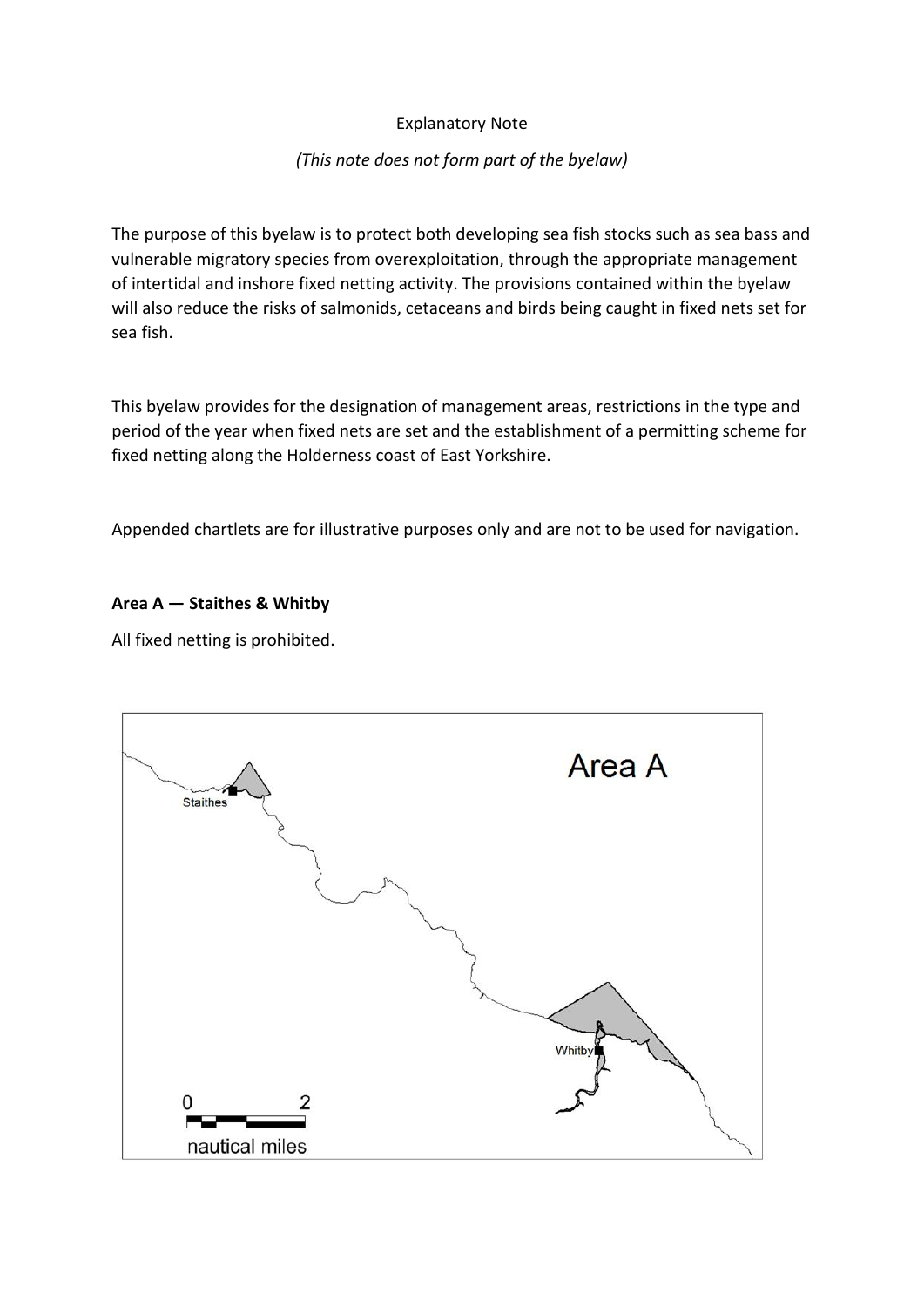Explanatory Note

*(This note does not form part of the byelaw)*

The purpose of this byelaw is to protect both developing sea fish stocks such as sea bass and vulnerable migratory species from overexploitation, through the appropriate management of intertidal and inshore fixed netting activity. The provisions contained within the byelaw will also reduce the risks of salmonids, cetaceans and birds being caught in fixed nets set for sea fish.

This byelaw provides for the designation of management areas, restrictions in the type and period of the year when fixed nets are set and the establishment of a permitting scheme for fixed netting along the Holderness coast of East Yorkshire.

Appended chartlets are for illustrative purposes only and are not to be used for navigation.

**Area A — Staithes & Whitby**

All fixed netting is prohibited.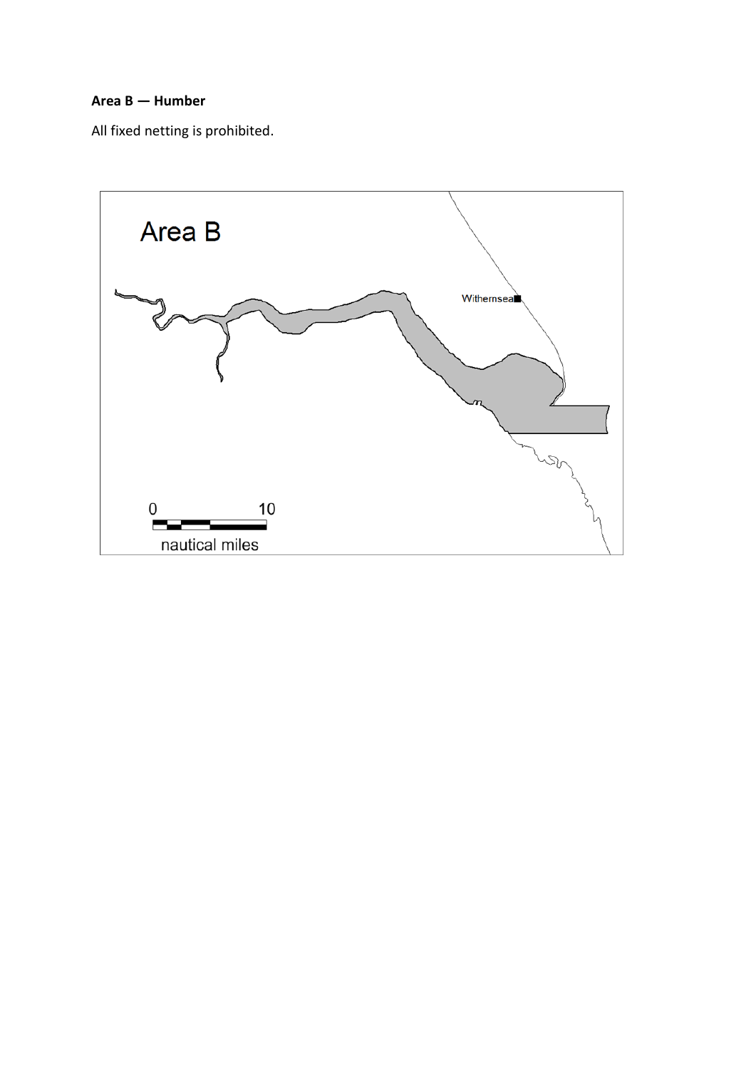**Area B — Humber**

All fixed netting is prohibited.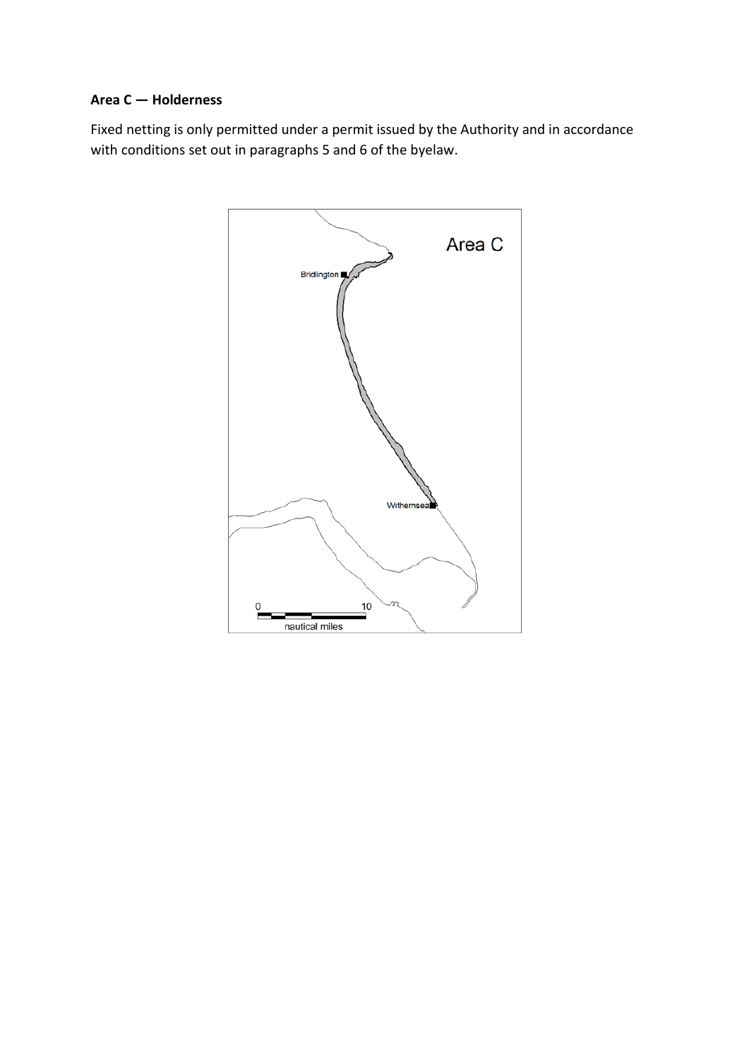**Area C — Holderness**

Fixed netting is only permitted under a permit issued by the Authority and in accordance with conditions set out in paragraphs 5 and 6 of the byelaw.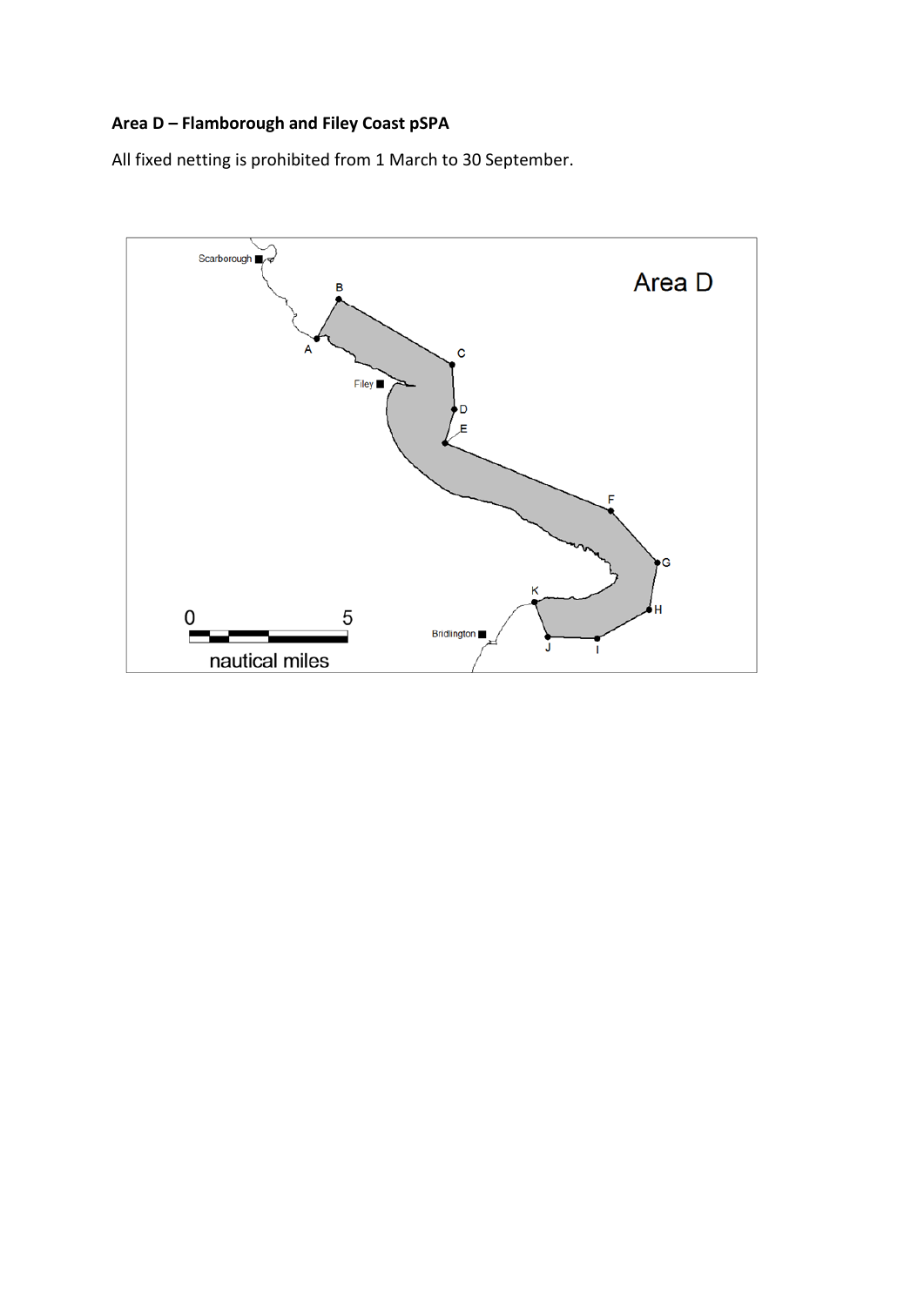**Area D – Flamborough and Filey Coast pSPA**

All fixed netting is prohibited from 1 March to 30 September.

Area D

Scarborough

Filey

Bridlington

A

B

C

D

E

F

G

H

I

J

K

0

5

nautical miles